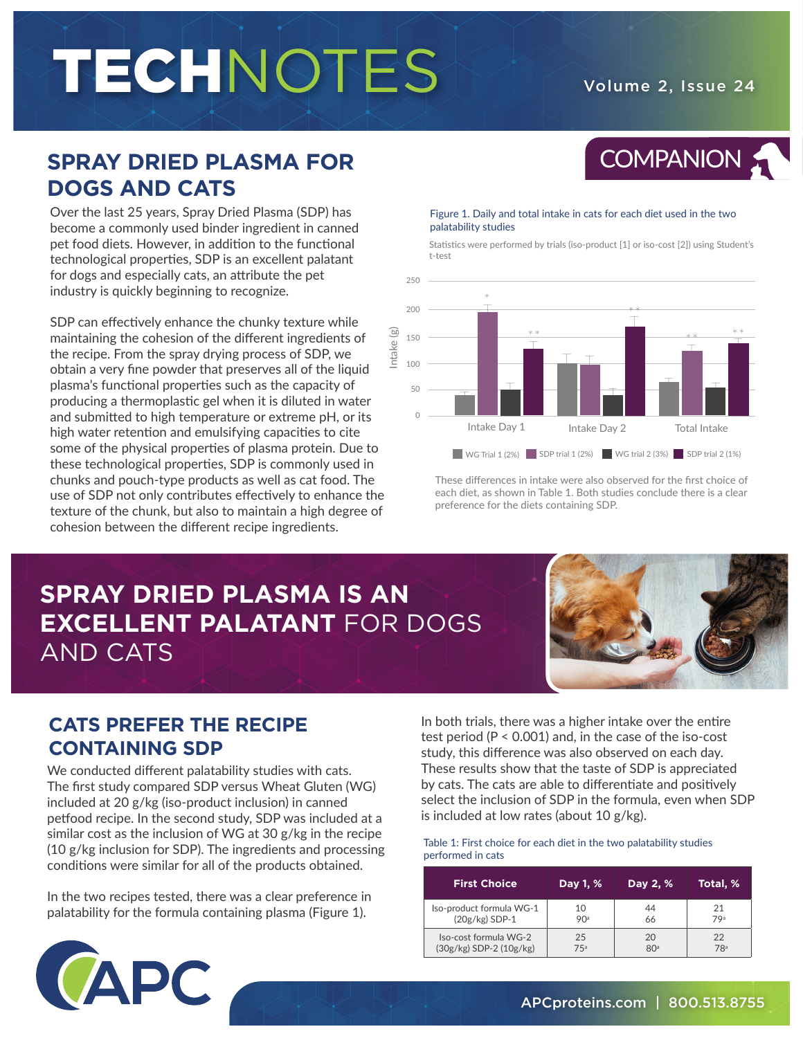# TECHNOTES

COMPANION

## SPRAY DRIED PLASMA FOR DOGS AND CATS

Over the last 25 years, Spray Dried Plasma (SDP) has become a commonly used binder ingredient in canned pet food diets. However, in addition to the functional technological properties, SDP is an excellent palatant for dogs and especially cats, an attribute the pet industry is quickly beginning to recognize.

SDP can effectively enhance the chunky texture while maintaining the cohesion of the different ingredients of the recipe. From the spray drying process of SDP, we obtain a very fine powder that preserves all of the liquid plasma's functional properties such as the capacity of producing a thermoplastic gel when it is diluted in water and submitted to high temperature or extreme pH, or its high water retention and emulsifying capacities to cite some of the physical properties of plasma protein. Due to these technological properties, SDP is commonly used in chunks and pouch-type products as well as cat food. The use of SDP not only contributes effectively to enhance the texture of the chunk, but also to maintain a high degree of cohesion between the different recipe ingredients.

Figure 1. Daily and total intake in cats for each diet used in the two palatability studies

Statistics were performed by trials (iso-product [1] or iso-cost [2]) using Student's t-test

These differences in intake were also observed for the first choice of each diet, as shown in Table 1. Both studies conclude there is a clear preference for the diets containing SDP.

## SPRAY DRIED PLASMA IS AN EXCELLENT PALATANT FOR DOGS AND CATS

## CATS PREFER THE RECIPE CONTAINING SDP

We conducted different palatability studies with cats. The first study compared SDP versus Wheat Gluten (WG) included at 20 g/kg (iso-product inclusion) in canned petfood recipe. In the second study, SDP was included at a similar cost as the inclusion of WG at 30 g/kg in the recipe (10 g/kg inclusion for SDP). The ingredients and processing conditions were similar for all of the products obtained.

In the two recipes tested, there was a clear preference in palatability for the formula containing plasma (Figure 1).

In both trials, there was a higher intake over the entire test period ($P < 0.001$) and, in the case of the iso-cost study, this difference was also observed on each day. These results show that the taste of SDP is appreciated by cats. The cats are able to differentiate and positively select the inclusion of SDP in the formula, even when SDP is included at low rates (about 10 g/kg).

Table 1: First choice for each diet in the two palatability studies performed in cats

| First Choice | Day 1, % | Day 2, % | Total, % |
|---|---|---|---|
| Iso-product formula WG-1 (20g/kg) SDP-1 | 10<br>90[a] | 44<br>66 | 21<br>79[a] |
| Iso-cost formula WG-2 (30g/kg) SDP-2 (10g/kg) | 25<br>75[a] | 20<br>80[a] | 22<br>78[a] |

APC

APCproteins.com | 800.513.8755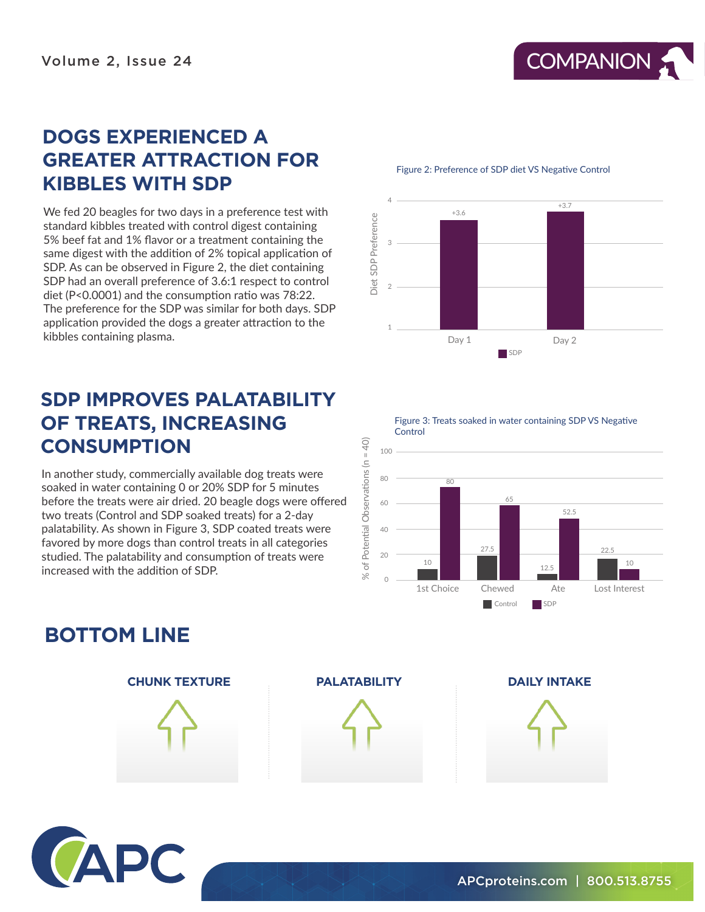## DOGS EXPERIENCED A GREATER ATTRACTION FOR KIBBLES WITH SDP

We fed 20 beagles for two days in a preference test with standard kibbles treated with control digest containing 5% beef fat and 1% flavor or a treatment containing the same digest with the addition of 2% topical application of SDP. As can be observed in Figure 2, the diet containing SDP had an overall preference of 3.6:1 respect to control diet (P<0.0001) and the consumption ratio was 78:22. The preference for the SDP was similar for both days. SDP application provided the dogs a greater attraction to the kibbles containing plasma.

Figure 2: Preference of SDP diet VS Negative Control

Diet SDP Preference

4
3
2
1

+3.6
+3.7

Day 1
Day 2

SDP

## SDP IMPROVES PALATABILITY OF TREATS, INCREASING CONSUMPTION

In another study, commercially available dog treats were soaked in water containing 0 or 20% SDP for 5 minutes before the treats were air dried. 20 beagle dogs were offered two treats (Control and SDP soaked treats) for a 2-day palatability. As shown in Figure 3, SDP coated treats were favored by more dogs than control treats in all categories studied. The palatability and consumption of treats were increased with the addition of SDP.

Figure 3: Treats soaked in water containing SDP VS Negative Control

% of Potential Observations (n = 40)

100
80
60
40
20
0

10
80
27.5
65
12.5
52.5
22.5
10

1st Choice
Chewed
Ate
Lost Interest

Control
SDP

## BOTTOM LINE

**CHUNK TEXTURE**

**PALATABILITY**

**DAILY INTAKE**

APC

APCproteins.com | 800.513.8755